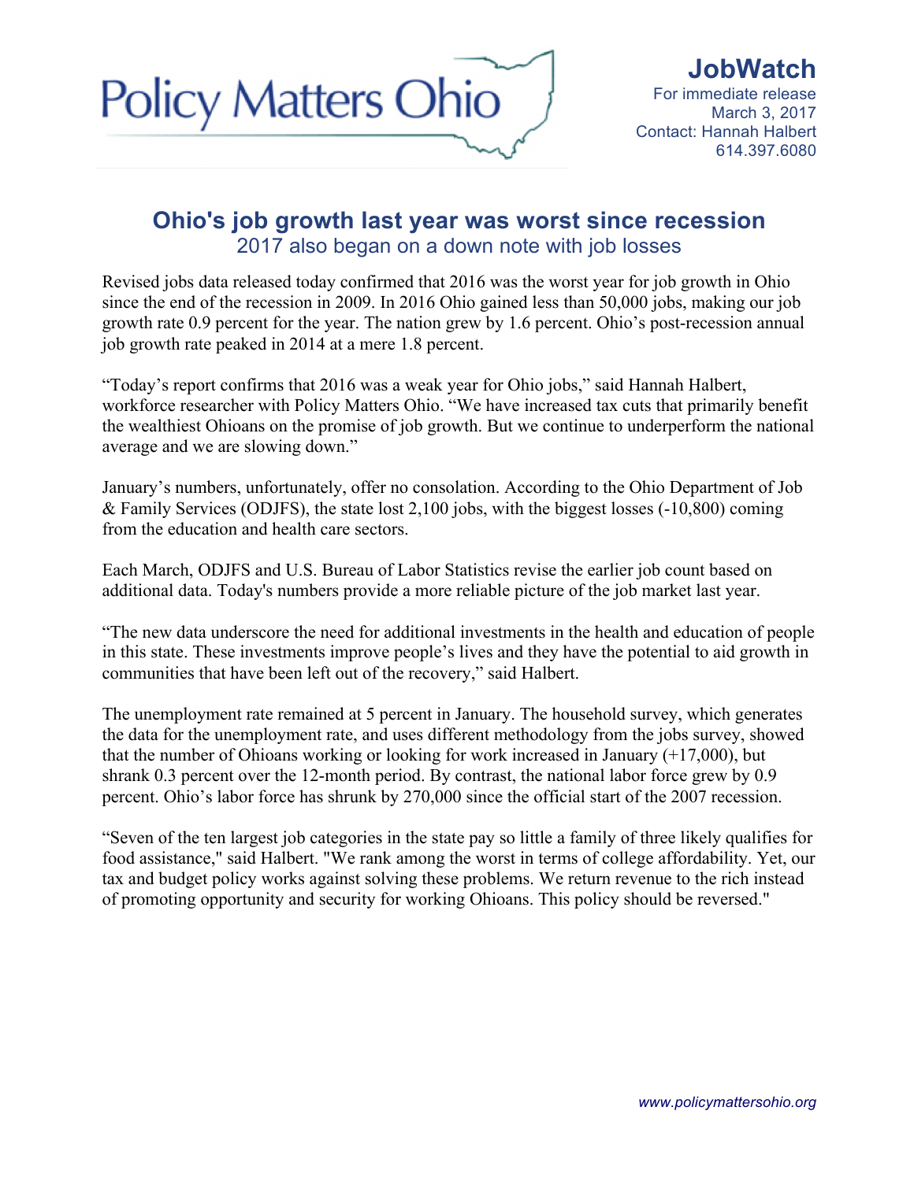Policy Matters Ohio

**JobWatch**
For immediate release
March 3, 2017
Contact: Hannah Halbert
614.397.6080

# Ohio's job growth last year was worst since recession

## 2017 also began on a down note with job losses

Revised jobs data released today confirmed that 2016 was the worst year for job growth in Ohio since the end of the recession in 2009. In 2016 Ohio gained less than 50,000 jobs, making our job growth rate 0.9 percent for the year. The nation grew by 1.6 percent. Ohio's post-recession annual job growth rate peaked in 2014 at a mere 1.8 percent.

"Today's report confirms that 2016 was a weak year for Ohio jobs," said Hannah Halbert, workforce researcher with Policy Matters Ohio. "We have increased tax cuts that primarily benefit the wealthiest Ohioans on the promise of job growth. But we continue to underperform the national average and we are slowing down."

January's numbers, unfortunately, offer no consolation. According to the Ohio Department of Job & Family Services (ODJFS), the state lost 2,100 jobs, with the biggest losses (-10,800) coming from the education and health care sectors.

Each March, ODJFS and U.S. Bureau of Labor Statistics revise the earlier job count based on additional data. Today's numbers provide a more reliable picture of the job market last year.

"The new data underscore the need for additional investments in the health and education of people in this state. These investments improve people's lives and they have the potential to aid growth in communities that have been left out of the recovery," said Halbert.

The unemployment rate remained at 5 percent in January. The household survey, which generates the data for the unemployment rate, and uses different methodology from the jobs survey, showed that the number of Ohioans working or looking for work increased in January (+17,000), but shrank 0.3 percent over the 12-month period. By contrast, the national labor force grew by 0.9 percent. Ohio's labor force has shrunk by 270,000 since the official start of the 2007 recession.

"Seven of the ten largest job categories in the state pay so little a family of three likely qualifies for food assistance," said Halbert. "We rank among the worst in terms of college affordability. Yet, our tax and budget policy works against solving these problems. We return revenue to the rich instead of promoting opportunity and security for working Ohioans. This policy should be reversed."

*www.policymattersohio.org*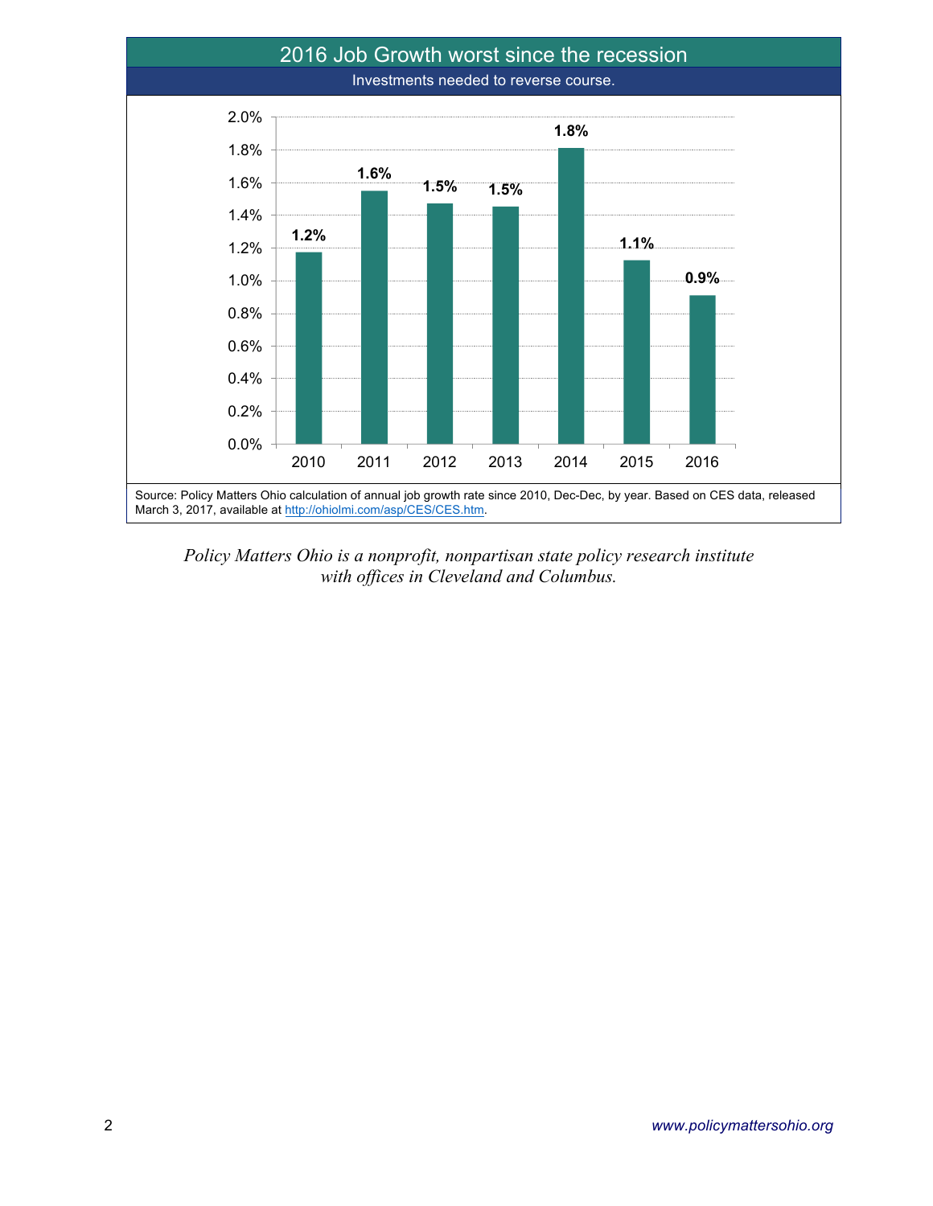## 2016 Job Growth worst since the recession

Investments needed to reverse course.

2.0%
1.8%
1.6%
1.4%
1.2%
1.0%
0.8%
0.6%
0.4%
0.2%
0.0%

1.2%
1.6%
1.5%
1.5%
1.8%
1.1%
0.9%

2010
2011
2012
2013
2014
2015
2016

Source: Policy Matters Ohio calculation of annual job growth rate since 2010, Dec-Dec, by year. Based on CES data, released March 3, 2017, available at http://ohiolmi.com/asp/CES/CES.htm.

*Policy Matters Ohio is a nonprofit, nonpartisan state policy research institute with offices in Cleveland and Columbus.*